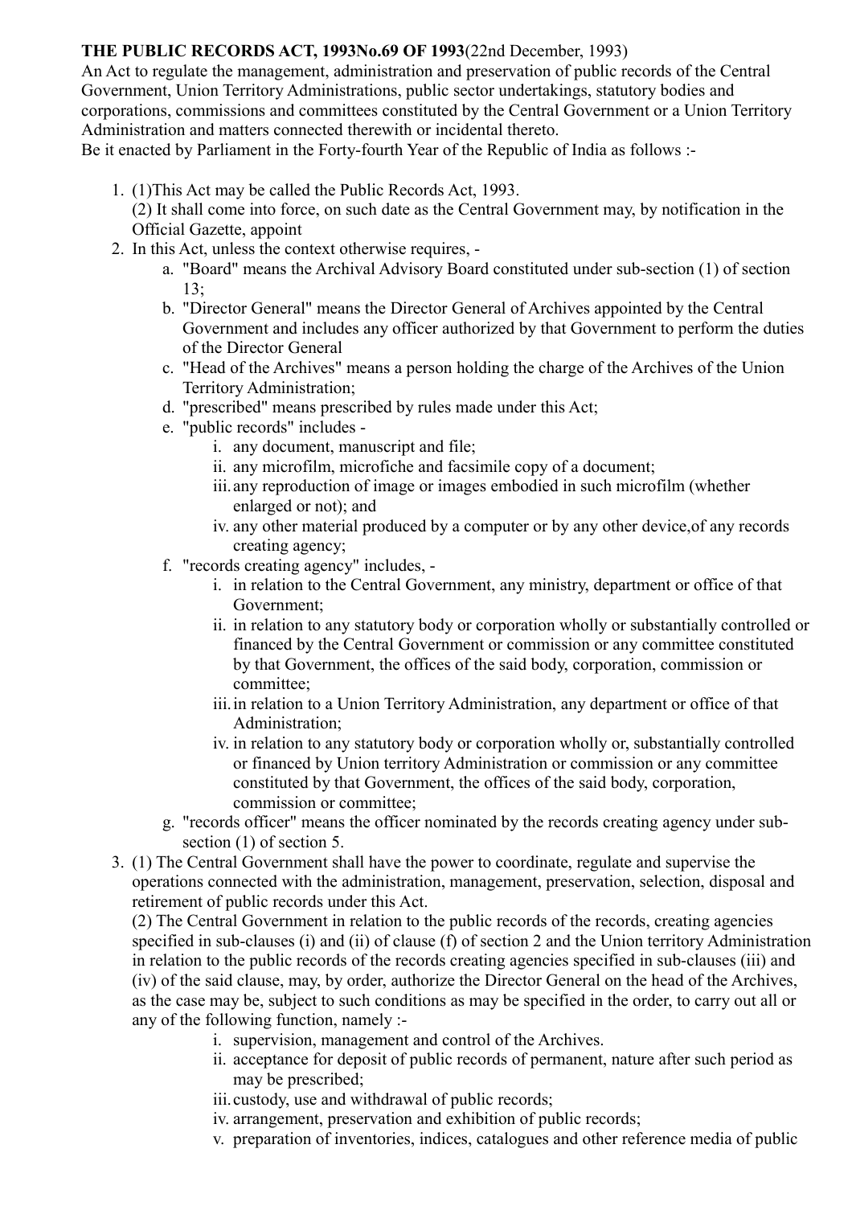**THE PUBLIC RECORDS ACT, 1993No.69 OF 1993**(22nd December, 1993)

An Act to regulate the management, administration and preservation of public records of the Central Government, Union Territory Administrations, public sector undertakings, statutory bodies and corporations, commissions and committees constituted by the Central Government or a Union Territory Administration and matters connected therewith or incidental thereto.

Be it enacted by Parliament in the Forty-fourth Year of the Republic of India as follows :-

1. (1)This Act may be called the Public Records Act, 1993.
   (2) It shall come into force, on such date as the Central Government may, by notification in the Official Gazette, appoint
2. In this Act, unless the context otherwise requires, -
   a. "Board" means the Archival Advisory Board constituted under sub-section (1) of section 13;
   b. "Director General" means the Director General of Archives appointed by the Central Government and includes any officer authorized by that Government to perform the duties of the Director General
   c. "Head of the Archives" means a person holding the charge of the Archives of the Union Territory Administration;
   d. "prescribed" means prescribed by rules made under this Act;
   e. "public records" includes -
      i. any document, manuscript and file;
      ii. any microfilm, microfiche and facsimile copy of a document;
      iii. any reproduction of image or images embodied in such microfilm (whether enlarged or not); and
      iv. any other material produced by a computer or by any other device,of any records creating agency;
   f. "records creating agency" includes, -
      i. in relation to the Central Government, any ministry, department or office of that Government;
      ii. in relation to any statutory body or corporation wholly or substantially controlled or financed by the Central Government or commission or any committee constituted by that Government, the offices of the said body, corporation, commission or committee;
      iii. in relation to a Union Territory Administration, any department or office of that Administration;
      iv. in relation to any statutory body or corporation wholly or, substantially controlled or financed by Union territory Administration or commission or any committee constituted by that Government, the offices of the said body, corporation, commission or committee;
   g. "records officer" means the officer nominated by the records creating agency under sub-section (1) of section 5.
3. (1) The Central Government shall have the power to coordinate, regulate and supervise the operations connected with the administration, management, preservation, selection, disposal and retirement of public records under this Act.
   (2) The Central Government in relation to the public records of the records, creating agencies specified in sub-clauses (i) and (ii) of clause (f) of section 2 and the Union territory Administration in relation to the public records of the records creating agencies specified in sub-clauses (iii) and (iv) of the said clause, may, by order, authorize the Director General on the head of the Archives, as the case may be, subject to such conditions as may be specified in the order, to carry out all or any of the following function, namely :-
      i. supervision, management and control of the Archives.
      ii. acceptance for deposit of public records of permanent, nature after such period as may be prescribed;
      iii. custody, use and withdrawal of public records;
      iv. arrangement, preservation and exhibition of public records;
      v. preparation of inventories, indices, catalogues and other reference media of public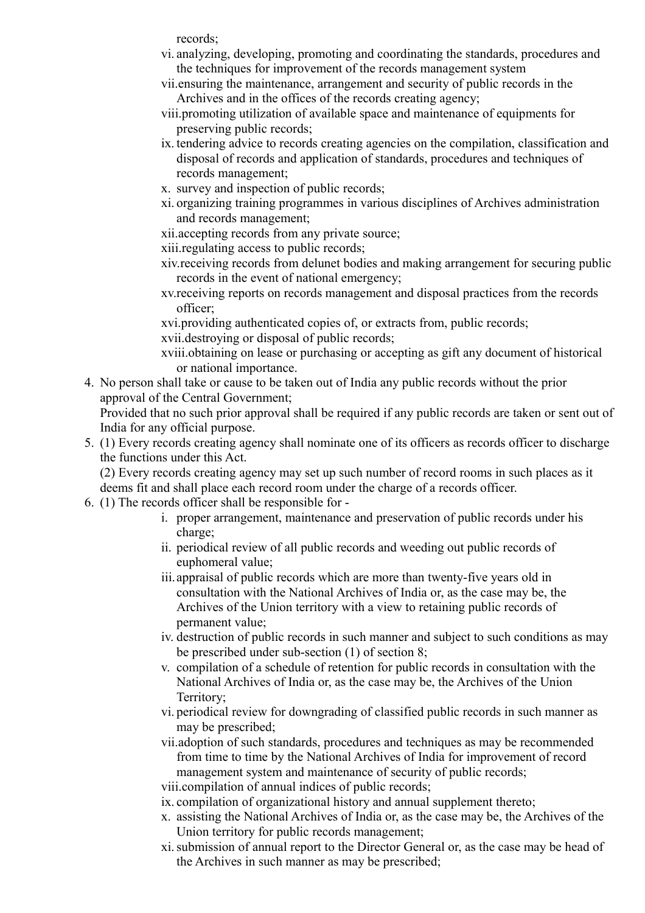records;

vi. analyzing, developing, promoting and coordinating the standards, procedures and the techniques for improvement of the records management system

vii. ensuring the maintenance, arrangement and security of public records in the Archives and in the offices of the records creating agency;

viii. promoting utilization of available space and maintenance of equipments for preserving public records;

ix. tendering advice to records creating agencies on the compilation, classification and disposal of records and application of standards, procedures and techniques of records management;

x. survey and inspection of public records;

xi. organizing training programmes in various disciplines of Archives administration and records management;

xii. accepting records from any private source;

xiii. regulating access to public records;

xiv. receiving records from delunet bodies and making arrangement for securing public records in the event of national emergency;

xv. receiving reports on records management and disposal practices from the records officer;

xvi. providing authenticated copies of, or extracts from, public records;

xvii. destroying or disposal of public records;

xviii. obtaining on lease or purchasing or accepting as gift any document of historical or national importance.

4. No person shall take or cause to be taken out of India any public records without the prior approval of the Central Government;
   Provided that no such prior approval shall be required if any public records are taken or sent out of India for any official purpose.
5. (1) Every records creating agency shall nominate one of its officers as records officer to discharge the functions under this Act.
   (2) Every records creating agency may set up such number of record rooms in such places as it deems fit and shall place each record room under the charge of a records officer.
6. (1) The records officer shall be responsible for -
   i. proper arrangement, maintenance and preservation of public records under his charge;
   ii. periodical review of all public records and weeding out public records of euphomeral value;
   iii. appraisal of public records which are more than twenty-five years old in consultation with the National Archives of India or, as the case may be, the Archives of the Union territory with a view to retaining public records of permanent value;
   iv. destruction of public records in such manner and subject to such conditions as may be prescribed under sub-section (1) of section 8;
   v. compilation of a schedule of retention for public records in consultation with the National Archives of India or, as the case may be, the Archives of the Union Territory;
   vi. periodical review for downgrading of classified public records in such manner as may be prescribed;
   vii. adoption of such standards, procedures and techniques as may be recommended from time to time by the National Archives of India for improvement of record management system and maintenance of security of public records;
   viii. compilation of annual indices of public records;
   ix. compilation of organizational history and annual supplement thereto;
   x. assisting the National Archives of India or, as the case may be, the Archives of the Union territory for public records management;
   xi. submission of annual report to the Director General or, as the case may be head of the Archives in such manner as may be prescribed;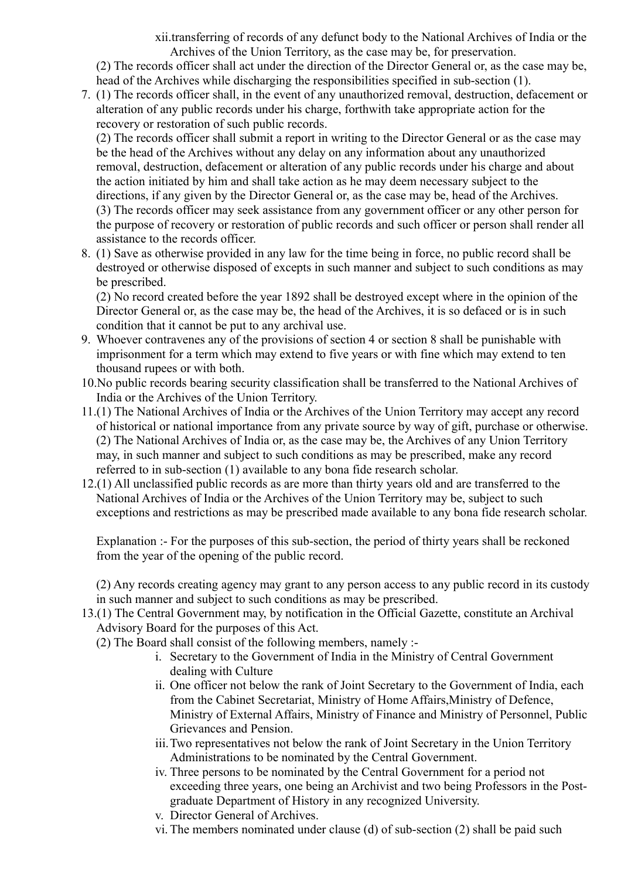xii. transferring of records of any defunct body to the National Archives of India or the Archives of the Union Territory, as the case may be, for preservation.

(2) The records officer shall act under the direction of the Director General or, as the case may be, head of the Archives while discharging the responsibilities specified in sub-section (1).

7. (1) The records officer shall, in the event of any unauthorized removal, destruction, defacement or alteration of any public records under his charge, forthwith take appropriate action for the recovery or restoration of such public records.

   (2) The records officer shall submit a report in writing to the Director General or as the case may be the head of the Archives without any delay on any information about any unauthorized removal, destruction, defacement or alteration of any public records under his charge and about the action initiated by him and shall take action as he may deem necessary subject to the directions, if any given by the Director General or, as the case may be, head of the Archives.

   (3) The records officer may seek assistance from any government officer or any other person for the purpose of recovery or restoration of public records and such officer or person shall render all assistance to the records officer.

8. (1) Save as otherwise provided in any law for the time being in force, no public record shall be destroyed or otherwise disposed of excepts in such manner and subject to such conditions as may be prescribed.

   (2) No record created before the year 1892 shall be destroyed except where in the opinion of the Director General or, as the case may be, the head of the Archives, it is so defaced or is in such condition that it cannot be put to any archival use.

9. Whoever contravenes any of the provisions of section 4 or section 8 shall be punishable with imprisonment for a term which may extend to five years or with fine which may extend to ten thousand rupees or with both.

10. No public records bearing security classification shall be transferred to the National Archives of India or the Archives of the Union Territory.

11. (1) The National Archives of India or the Archives of the Union Territory may accept any record of historical or national importance from any private source by way of gift, purchase or otherwise.

    (2) The National Archives of India or, as the case may be, the Archives of any Union Territory may, in such manner and subject to such conditions as may be prescribed, make any record referred to in sub-section (1) available to any bona fide research scholar.

12. (1) All unclassified public records as are more than thirty years old and are transferred to the National Archives of India or the Archives of the Union Territory may be, subject to such exceptions and restrictions as may be prescribed made available to any bona fide research scholar.

    Explanation :- For the purposes of this sub-section, the period of thirty years shall be reckoned from the year of the opening of the public record.

    (2) Any records creating agency may grant to any person access to any public record in its custody in such manner and subject to such conditions as may be prescribed.

13. (1) The Central Government may, by notification in the Official Gazette, constitute an Archival Advisory Board for the purposes of this Act.

    (2) The Board shall consist of the following members, namely :-

    i. Secretary to the Government of India in the Ministry of Central Government dealing with Culture
    ii. One officer not below the rank of Joint Secretary to the Government of India, each from the Cabinet Secretariat, Ministry of Home Affairs, Ministry of Defence, Ministry of External Affairs, Ministry of Finance and Ministry of Personnel, Public Grievances and Pension.
    iii. Two representatives not below the rank of Joint Secretary in the Union Territory Administrations to be nominated by the Central Government.
    iv. Three persons to be nominated by the Central Government for a period not exceeding three years, one being an Archivist and two being Professors in the Post-graduate Department of History in any recognized University.
    v. Director General of Archives.
    vi. The members nominated under clause (d) of sub-section (2) shall be paid such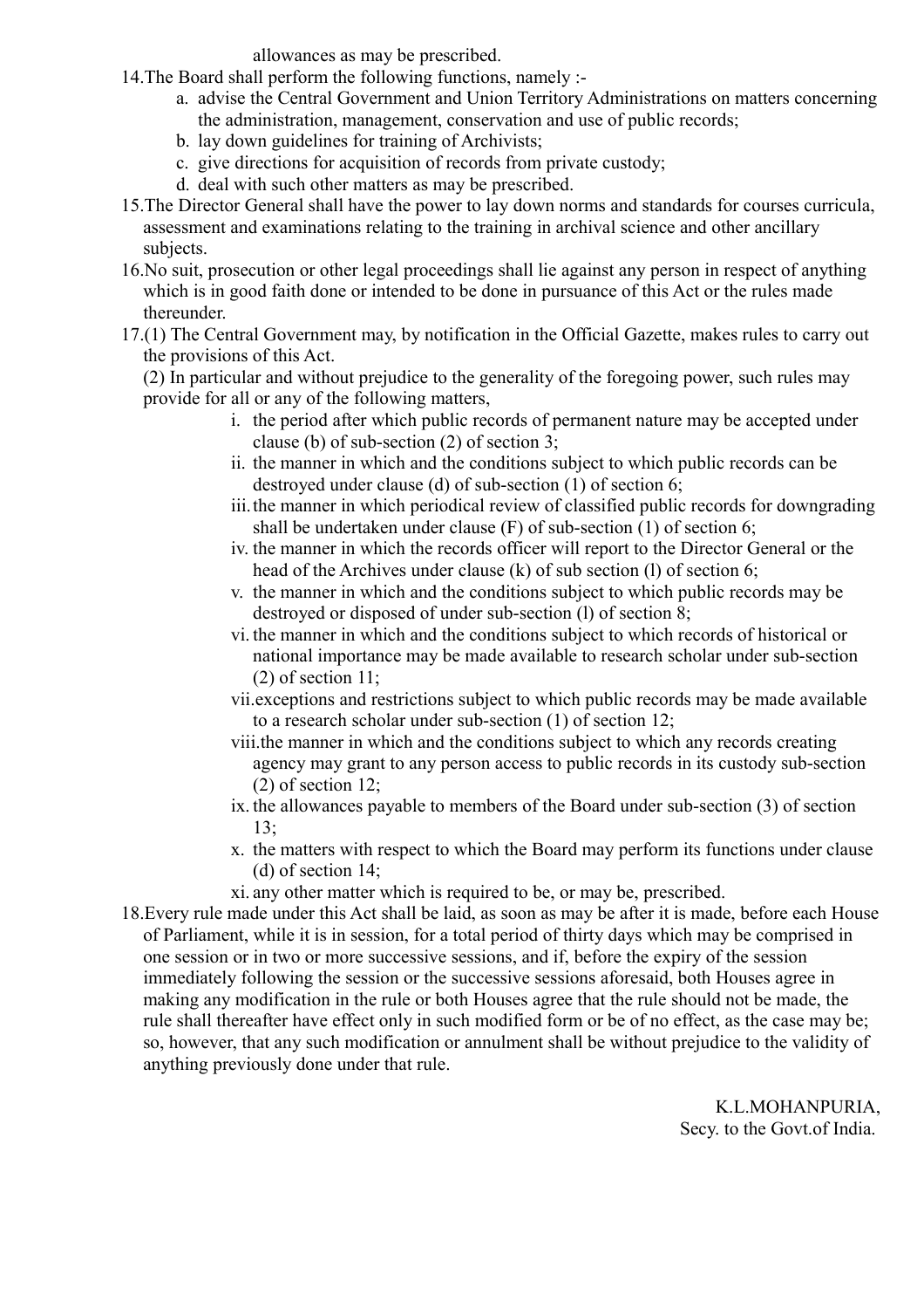allowances as may be prescribed.

14. The Board shall perform the following functions, namely :-
    a. advise the Central Government and Union Territory Administrations on matters concerning the administration, management, conservation and use of public records;
    b. lay down guidelines for training of Archivists;
    c. give directions for acquisition of records from private custody;
    d. deal with such other matters as may be prescribed.
15. The Director General shall have the power to lay down norms and standards for courses curricula, assessment and examinations relating to the training in archival science and other ancillary subjects.
16. No suit, prosecution or other legal proceedings shall lie against any person in respect of anything which is in good faith done or intended to be done in pursuance of this Act or the rules made thereunder.
17. (1) The Central Government may, by notification in the Official Gazette, makes rules to carry out the provisions of this Act.

    (2) In particular and without prejudice to the generality of the foregoing power, such rules may provide for all or any of the following matters,
    i. the period after which public records of permanent nature may be accepted under clause (b) of sub-section (2) of section 3;
    ii. the manner in which and the conditions subject to which public records can be destroyed under clause (d) of sub-section (1) of section 6;
    iii. the manner in which periodical review of classified public records for downgrading shall be undertaken under clause (F) of sub-section (1) of section 6;
    iv. the manner in which the records officer will report to the Director General or the head of the Archives under clause (k) of sub section (l) of section 6;
    v. the manner in which and the conditions subject to which public records may be destroyed or disposed of under sub-section (l) of section 8;
    vi. the manner in which and the conditions subject to which records of historical or national importance may be made available to research scholar under sub-section (2) of section 11;
    vii. exceptions and restrictions subject to which public records may be made available to a research scholar under sub-section (1) of section 12;
    viii. the manner in which and the conditions subject to which any records creating agency may grant to any person access to public records in its custody sub-section (2) of section 12;
    ix. the allowances payable to members of the Board under sub-section (3) of section 13;
    x. the matters with respect to which the Board may perform its functions under clause (d) of section 14;
    xi. any other matter which is required to be, or may be, prescribed.
18. Every rule made under this Act shall be laid, as soon as may be after it is made, before each House of Parliament, while it is in session, for a total period of thirty days which may be comprised in one session or in two or more successive sessions, and if, before the expiry of the session immediately following the session or the successive sessions aforesaid, both Houses agree in making any modification in the rule or both Houses agree that the rule should not be made, the rule shall thereafter have effect only in such modified form or be of no effect, as the case may be; so, however, that any such modification or annulment shall be without prejudice to the validity of anything previously done under that rule.

K.L.MOHANPURIA,
Secy. to the Govt.of India.